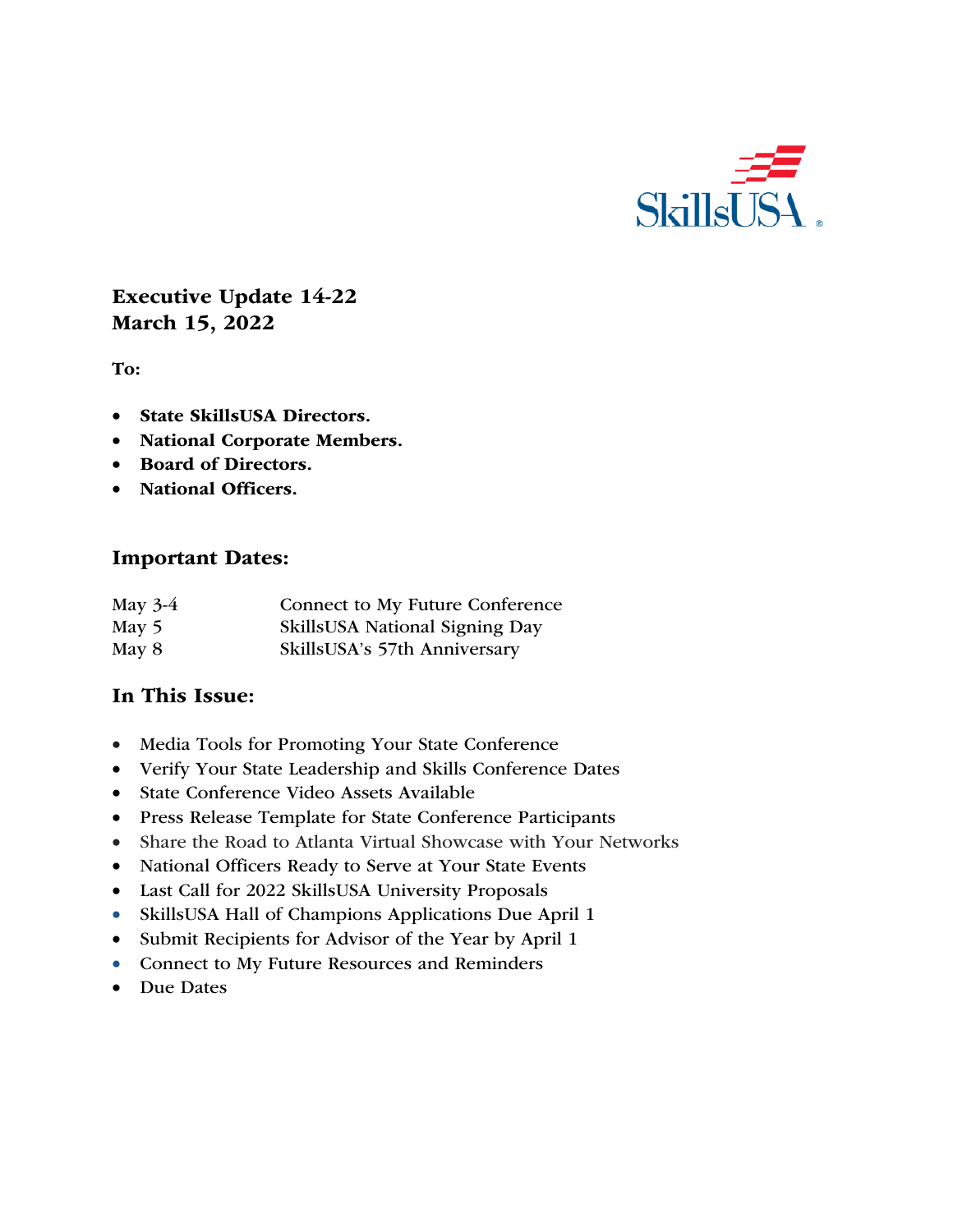SkillsUSA

**Executive Update 14-22**
**March 15, 2022**

**To:**

- **State SkillsUSA Directors.**
- **National Corporate Members.**
- **Board of Directors.**
- **National Officers.**

## Important Dates:

| | |
|---|---|
| May 3-4 | Connect to My Future Conference |
| May 5 | SkillsUSA National Signing Day |
| May 8 | SkillsUSA's 57th Anniversary |

## In This Issue:

- Media Tools for Promoting Your State Conference
- Verify Your State Leadership and Skills Conference Dates
- State Conference Video Assets Available
- Press Release Template for State Conference Participants
- Share the Road to Atlanta Virtual Showcase with Your Networks
- National Officers Ready to Serve at Your State Events
- Last Call for 2022 SkillsUSA University Proposals
- SkillsUSA Hall of Champions Applications Due April 1
- Submit Recipients for Advisor of the Year by April 1
- Connect to My Future Resources and Reminders
- Due Dates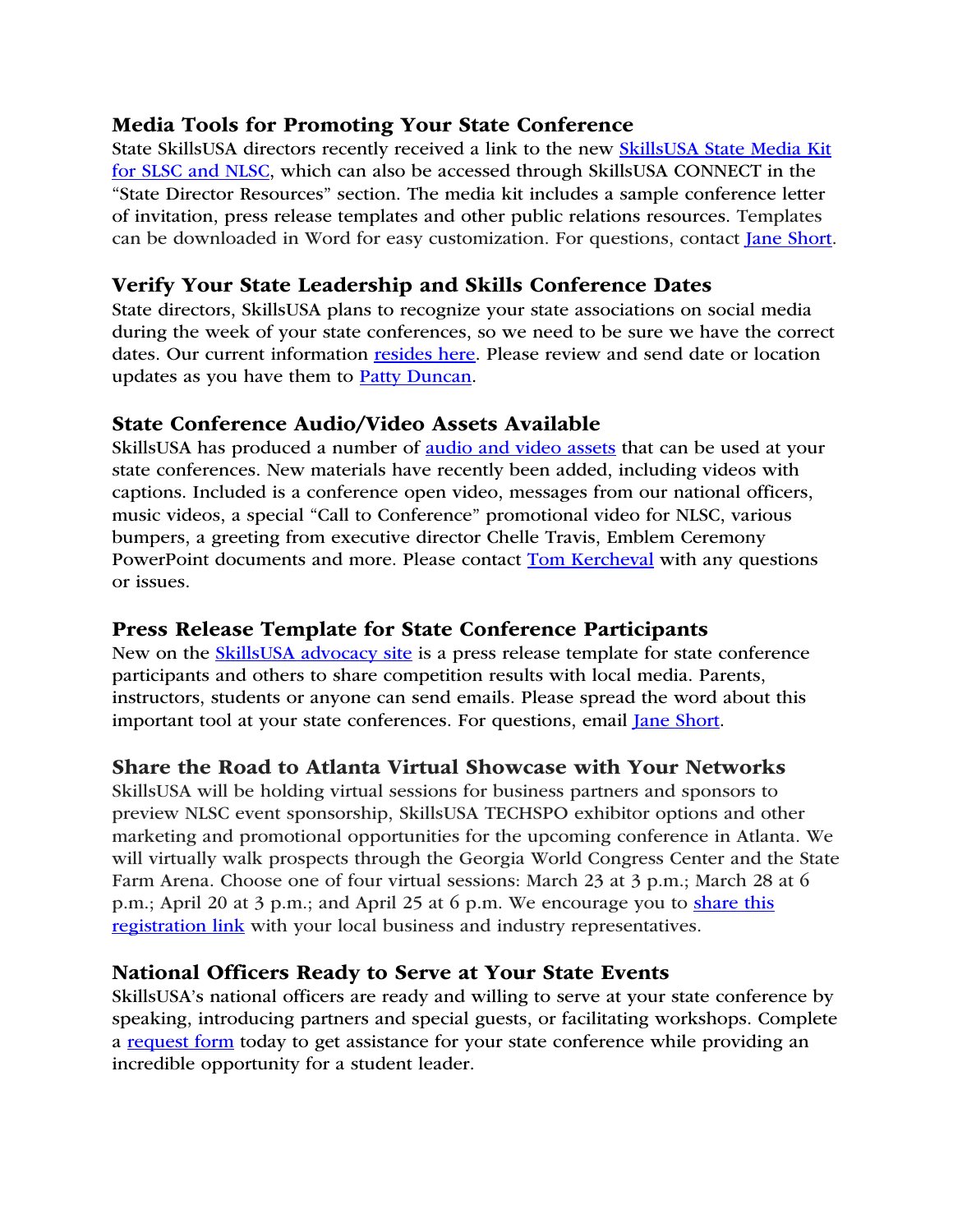## Media Tools for Promoting Your State Conference

State SkillsUSA directors recently received a link to the new SkillsUSA State Media Kit for SLSC and NLSC, which can also be accessed through SkillsUSA CONNECT in the "State Director Resources" section. The media kit includes a sample conference letter of invitation, press release templates and other public relations resources. Templates can be downloaded in Word for easy customization. For questions, contact Jane Short.

## Verify Your State Leadership and Skills Conference Dates

State directors, SkillsUSA plans to recognize your state associations on social media during the week of your state conferences, so we need to be sure we have the correct dates. Our current information resides here. Please review and send date or location updates as you have them to Patty Duncan.

## State Conference Audio/Video Assets Available

SkillsUSA has produced a number of audio and video assets that can be used at your state conferences. New materials have recently been added, including videos with captions. Included is a conference open video, messages from our national officers, music videos, a special "Call to Conference" promotional video for NLSC, various bumpers, a greeting from executive director Chelle Travis, Emblem Ceremony PowerPoint documents and more. Please contact Tom Kercheval with any questions or issues.

## Press Release Template for State Conference Participants

New on the SkillsUSA advocacy site is a press release template for state conference participants and others to share competition results with local media. Parents, instructors, students or anyone can send emails. Please spread the word about this important tool at your state conferences. For questions, email Jane Short.

## Share the Road to Atlanta Virtual Showcase with Your Networks

SkillsUSA will be holding virtual sessions for business partners and sponsors to preview NLSC event sponsorship, SkillsUSA TECHSPO exhibitor options and other marketing and promotional opportunities for the upcoming conference in Atlanta. We will virtually walk prospects through the Georgia World Congress Center and the State Farm Arena. Choose one of four virtual sessions: March 23 at 3 p.m.; March 28 at 6 p.m.; April 20 at 3 p.m.; and April 25 at 6 p.m. We encourage you to share this registration link with your local business and industry representatives.

## National Officers Ready to Serve at Your State Events

SkillsUSA's national officers are ready and willing to serve at your state conference by speaking, introducing partners and special guests, or facilitating workshops. Complete a request form today to get assistance for your state conference while providing an incredible opportunity for a student leader.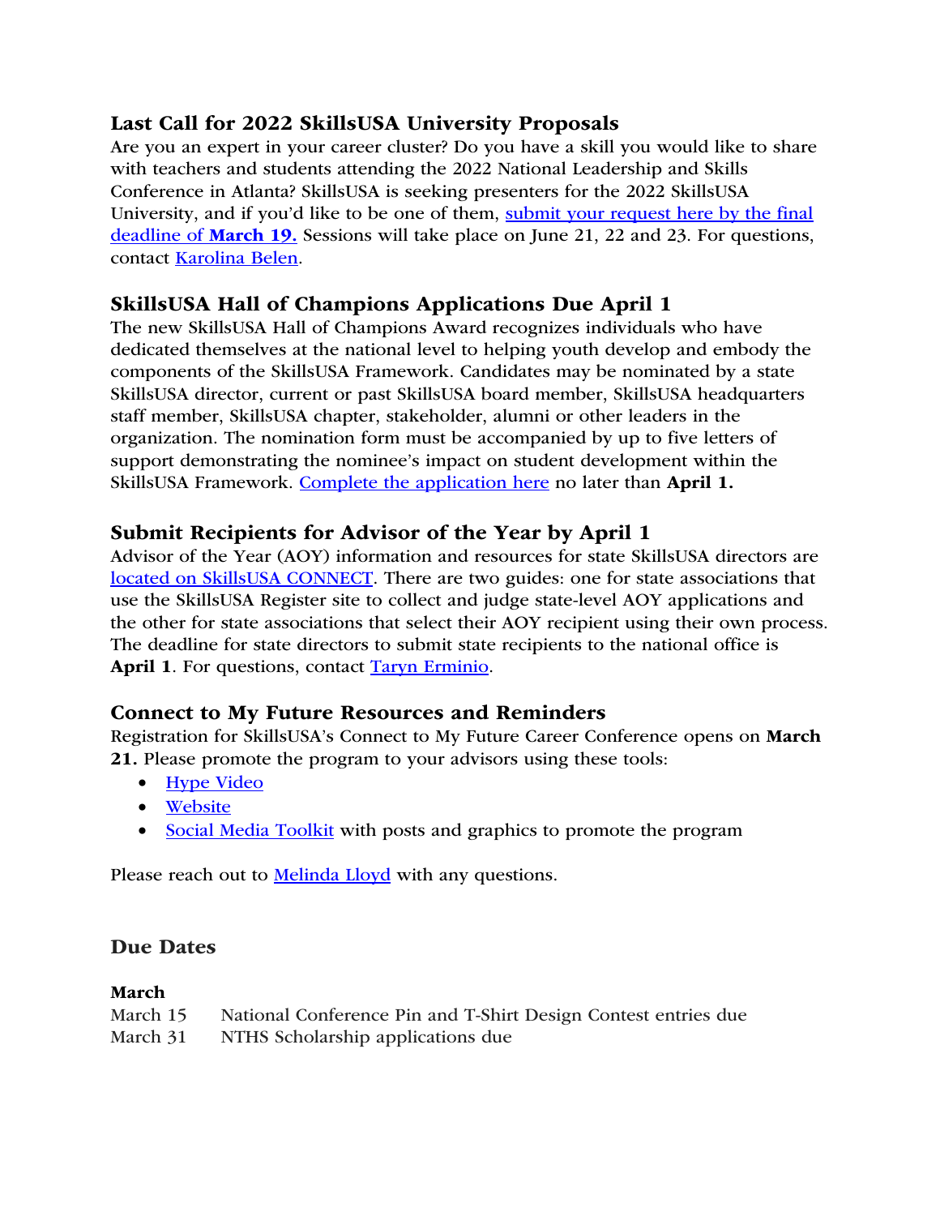## Last Call for 2022 SkillsUSA University Proposals

Are you an expert in your career cluster? Do you have a skill you would like to share with teachers and students attending the 2022 National Leadership and Skills Conference in Atlanta? SkillsUSA is seeking presenters for the 2022 SkillsUSA University, and if you'd like to be one of them, submit your request here by the final deadline of **March 19.** Sessions will take place on June 21, 22 and 23. For questions, contact Karolina Belen.

## SkillsUSA Hall of Champions Applications Due April 1

The new SkillsUSA Hall of Champions Award recognizes individuals who have dedicated themselves at the national level to helping youth develop and embody the components of the SkillsUSA Framework. Candidates may be nominated by a state SkillsUSA director, current or past SkillsUSA board member, SkillsUSA headquarters staff member, SkillsUSA chapter, stakeholder, alumni or other leaders in the organization. The nomination form must be accompanied by up to five letters of support demonstrating the nominee's impact on student development within the SkillsUSA Framework. Complete the application here no later than **April 1.**

## Submit Recipients for Advisor of the Year by April 1

Advisor of the Year (AOY) information and resources for state SkillsUSA directors are located on SkillsUSA CONNECT. There are two guides: one for state associations that use the SkillsUSA Register site to collect and judge state-level AOY applications and the other for state associations that select their AOY recipient using their own process. The deadline for state directors to submit state recipients to the national office is **April 1**. For questions, contact Taryn Erminio.

## Connect to My Future Resources and Reminders

Registration for SkillsUSA's Connect to My Future Career Conference opens on **March 21.** Please promote the program to your advisors using these tools:

- Hype Video
- Website
- Social Media Toolkit with posts and graphics to promote the program

Please reach out to Melinda Lloyd with any questions.

## Due Dates

**March**

| | |
|---|---|
| March 15 | National Conference Pin and T-Shirt Design Contest entries due |
| March 31 | NTHS Scholarship applications due |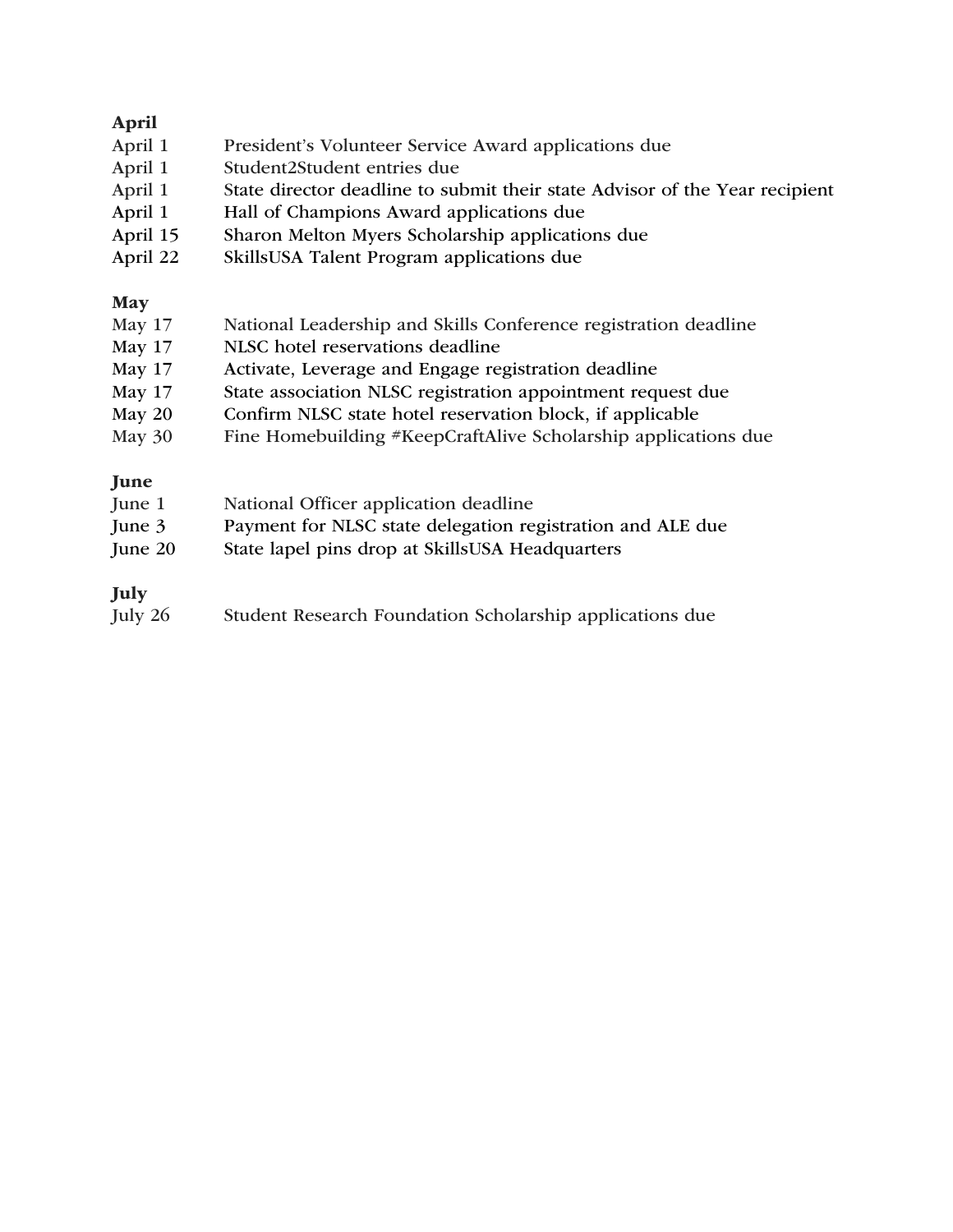**April**

| | |
|---|---|
| April 1 | President's Volunteer Service Award applications due |
| April 1 | Student2Student entries due |
| April 1 | State director deadline to submit their state Advisor of the Year recipient |
| April 1 | Hall of Champions Award applications due |
| April 15 | Sharon Melton Myers Scholarship applications due |
| April 22 | SkillsUSA Talent Program applications due |

**May**

| | |
|---|---|
| May 17 | National Leadership and Skills Conference registration deadline |
| May 17 | NLSC hotel reservations deadline |
| May 17 | Activate, Leverage and Engage registration deadline |
| May 17 | State association NLSC registration appointment request due |
| May 20 | Confirm NLSC state hotel reservation block, if applicable |
| May 30 | Fine Homebuilding #KeepCraftAlive Scholarship applications due |

**June**

| | |
|---|---|
| June 1 | National Officer application deadline |
| June 3 | Payment for NLSC state delegation registration and ALE due |
| June 20 | State lapel pins drop at SkillsUSA Headquarters |

**July**

| | |
|---|---|
| July 26 | Student Research Foundation Scholarship applications due |